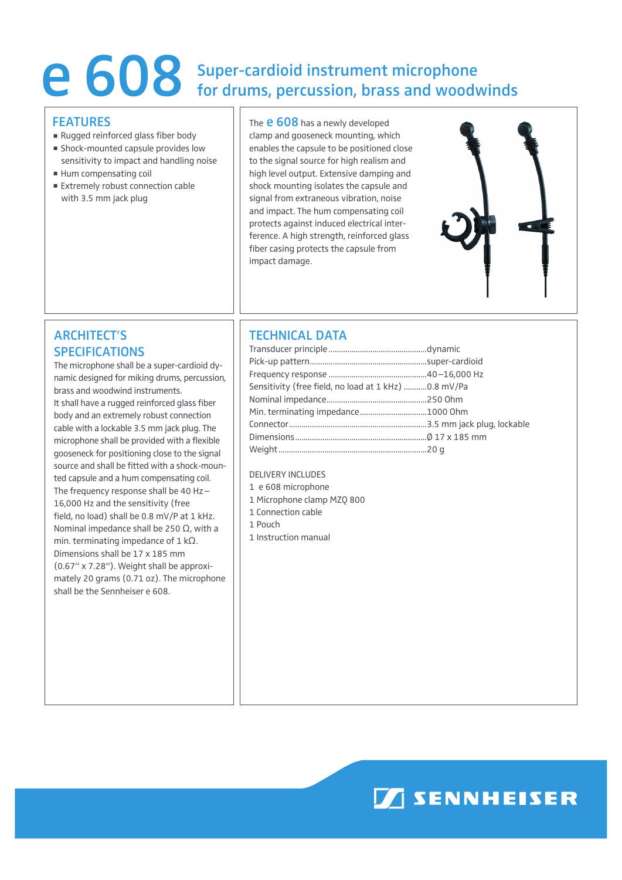# e 608 Super-cardioid instrument microphone for drums, percussion, brass and woodwinds

## FEATURES

- Rugged reinforced glass fiber body
- Shock-mounted capsule provides low sensitivity to impact and handling noise
- Hum compensating coil
- Extremely robust connection cable with 3.5 mm jack plug

The **e 608** has a newly developed clamp and gooseneck mounting, which enables the capsule to be positioned close to the signal source for high realism and high level output. Extensive damping and shock mounting isolates the capsule and signal from extraneous vibration, noise and impact. The hum compensating coil protects against induced electrical interference. A high strength, reinforced glass fiber casing protects the capsule from impact damage.

## ARCHITECT'S SPECIFICATIONS

The microphone shall be a super-cardioid dynamic designed for miking drums, percussion, brass and woodwind instruments.
It shall have a rugged reinforced glass fiber body and an extremely robust connection cable with a lockable 3.5 mm jack plug. The microphone shall be provided with a flexible gooseneck for positioning close to the signal source and shall be fitted with a shock-mounted capsule and a hum compensating coil.
The frequency response shall be 40 Hz – 16,000 Hz and the sensitivity (free field, no load) shall be 0.8 mV/P at 1 kHz. Nominal impedance shall be 250 Ω, with a min. terminating impedance of 1 kΩ. Dimensions shall be 17 x 185 mm (0.67'' x 7.28''). Weight shall be approximately 20 grams (0.71 oz). The microphone shall be the Sennheiser e 608.

## TECHNICAL DATA

| | |
|---|---|
| Transducer principle | dynamic |
| Pick-up pattern | super-cardioid |
| Frequency response | 40 – 16,000 Hz |
| Sensitivity (free field, no load at 1 kHz) | 0.8 mV/Pa |
| Nominal impedance | 250 Ohm |
| Min. terminating impedance | 1000 Ohm |
| Connector | 3.5 mm jack plug, lockable |
| Dimensions | Ø 17 x 185 mm |
| Weight | 20 g |

DELIVERY INCLUDES

1 e 608 microphone
1 Microphone clamp MZQ 800
1 Connection cable
1 Pouch
1 Instruction manual

SENNHEISER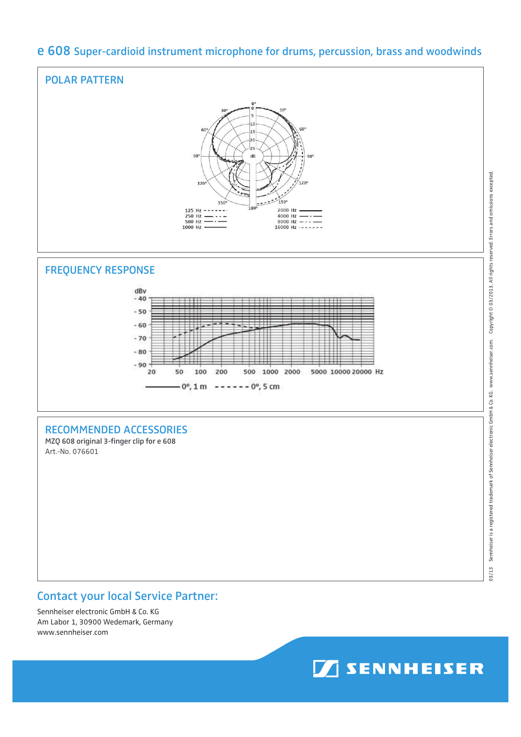# e 608 Super-cardioid instrument microphone for drums, percussion, brass and woodwinds

## POLAR PATTERN

0°
30°
30°
60°
60°
90°
90°
120°
120°
150°
150°
180°
0
5
10
15
20
25
dB

125 Hz
250 Hz
500 Hz
1000 Hz
2000 Hz
4000 Hz
8000 Hz
16000 Hz

## FREQUENCY RESPONSE

dBv
-40
-50
-60
-70
-80
-90
20 50 100 200 500 1000 2000 5000 10000 20000 Hz

0°, 1 m
0°, 5 cm

## RECOMMENDED ACCESSORIES

**MZQ 608 original 3-finger clip for e 608**
Art.-No. 076601

## Contact your local Service Partner:

Sennheiser electronic GmbH & Co. KG
Am Labor 1, 30900 Wedemark, Germany
www.sennheiser.com

SENNHEISER

03/13 Sennheiser is a registered trademark of Sennheiser electronic GmbH & Co. KG. www.sennheiser.com. Copyright © 03/2013. All rights reserved. Errors and omissions excepted.